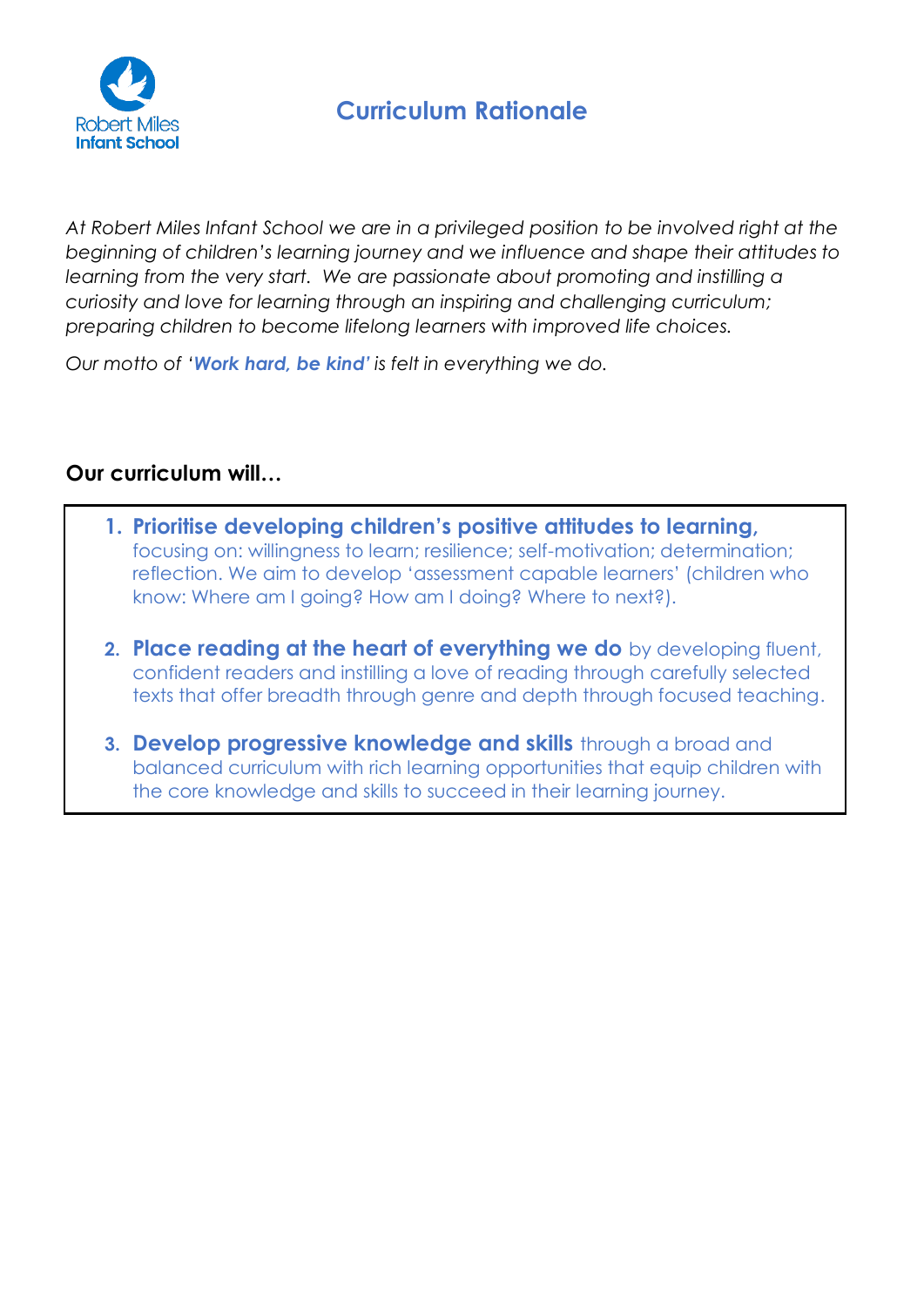Robert Miles
Infant School

# Curriculum Rationale

*At Robert Miles Infant School we are in a privileged position to be involved right at the beginning of children's learning journey and we influence and shape their attitudes to learning from the very start. We are passionate about promoting and instilling a curiosity and love for learning through an inspiring and challenging curriculum; preparing children to become lifelong learners with improved life choices.*

*Our motto of '**Work hard, be kind'** is felt in everything we do.*

**Our curriculum will…**

1. **Prioritise developing children's positive attitudes to learning,** focusing on: willingness to learn; resilience; self-motivation; determination; reflection. We aim to develop 'assessment capable learners' (children who know: Where am I going? How am I doing? Where to next?).

2. **Place reading at the heart of everything we do** by developing fluent, confident readers and instilling a love of reading through carefully selected texts that offer breadth through genre and depth through focused teaching.

3. **Develop progressive knowledge and skills** through a broad and balanced curriculum with rich learning opportunities that equip children with the core knowledge and skills to succeed in their learning journey.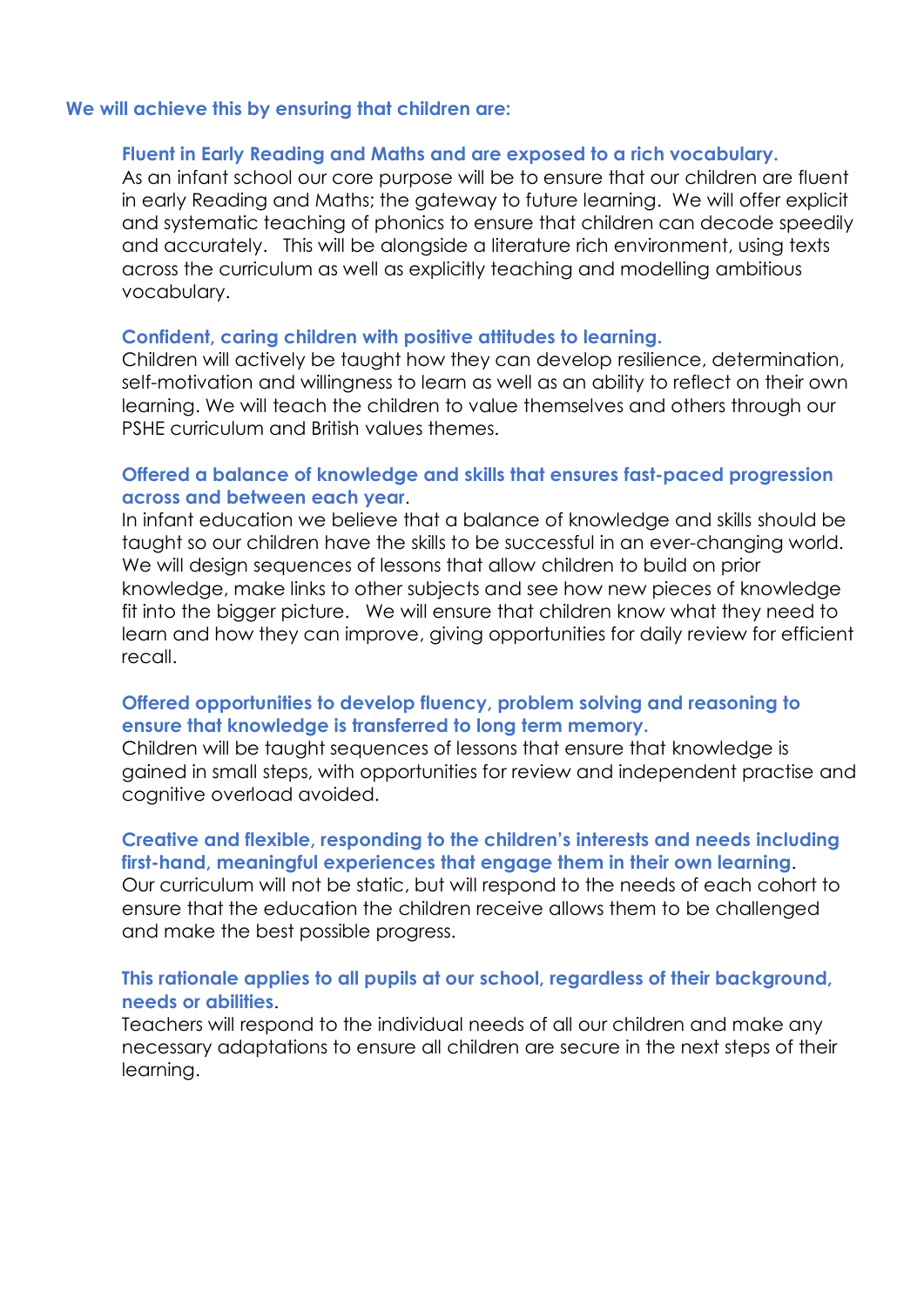**We will achieve this by ensuring that children are:**

**Fluent in Early Reading and Maths and are exposed to a rich vocabulary.**

As an infant school our core purpose will be to ensure that our children are fluent in early Reading and Maths; the gateway to future learning. We will offer explicit and systematic teaching of phonics to ensure that children can decode speedily and accurately. This will be alongside a literature rich environment, using texts across the curriculum as well as explicitly teaching and modelling ambitious vocabulary.

**Confident, caring children with positive attitudes to learning.**

Children will actively be taught how they can develop resilience, determination, self-motivation and willingness to learn as well as an ability to reflect on their own learning. We will teach the children to value themselves and others through our PSHE curriculum and British values themes.

**Offered a balance of knowledge and skills that ensures fast-paced progression across and between each year**.

In infant education we believe that a balance of knowledge and skills should be taught so our children have the skills to be successful in an ever-changing world. We will design sequences of lessons that allow children to build on prior knowledge, make links to other subjects and see how new pieces of knowledge fit into the bigger picture. We will ensure that children know what they need to learn and how they can improve, giving opportunities for daily review for efficient recall.

**Offered opportunities to develop fluency, problem solving and reasoning to ensure that knowledge is transferred to long term memory.**

Children will be taught sequences of lessons that ensure that knowledge is gained in small steps, with opportunities for review and independent practise and cognitive overload avoided.

**Creative and flexible, responding to the children's interests and needs including first-hand, meaningful experiences that engage them in their own learning**.

Our curriculum will not be static, but will respond to the needs of each cohort to ensure that the education the children receive allows them to be challenged and make the best possible progress.

**This rationale applies to all pupils at our school, regardless of their background, needs or abilities**.

Teachers will respond to the individual needs of all our children and make any necessary adaptations to ensure all children are secure in the next steps of their learning.